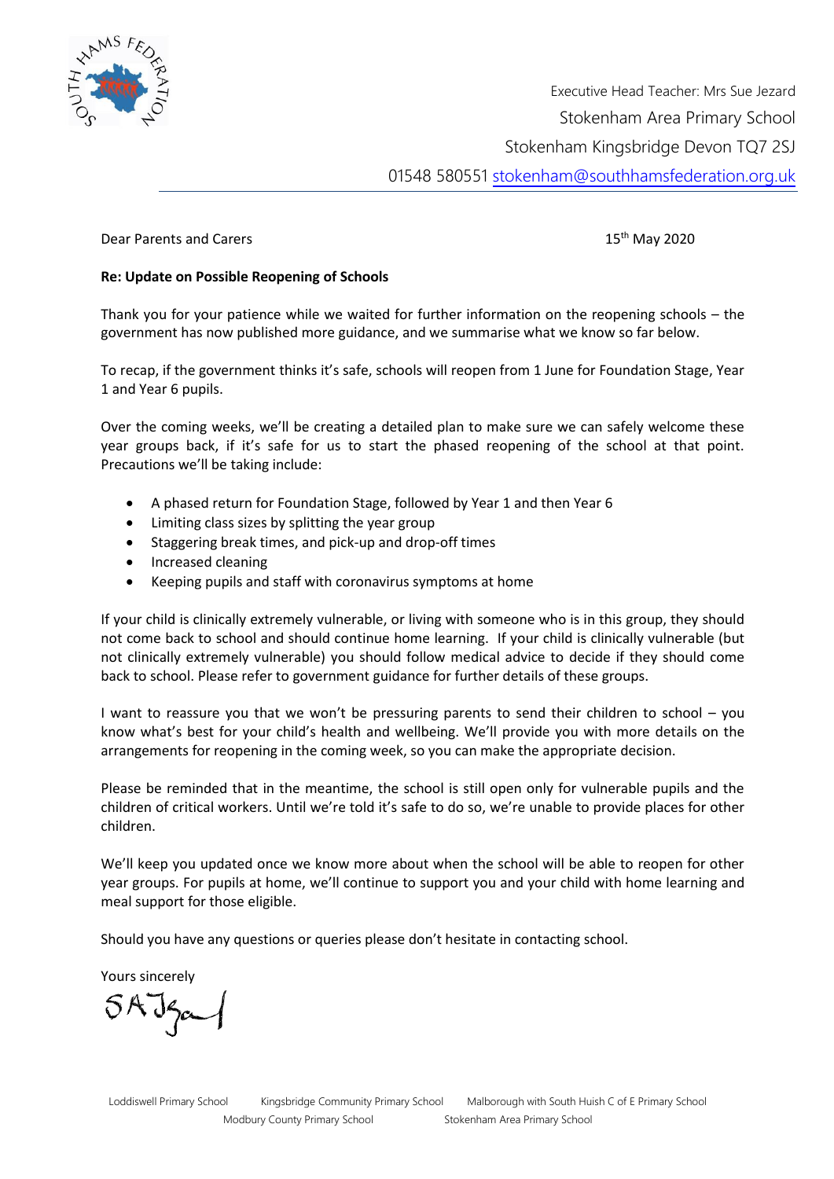Executive Head Teacher: Mrs Sue Jezard

Stokenham Area Primary School

Stokenham Kingsbridge Devon TQ7 2SJ

01548 580551 stokenham@southhamsfederation.org.uk

Dear Parents and Carers

15th May 2020

**Re: Update on Possible Reopening of Schools**

Thank you for your patience while we waited for further information on the reopening schools – the government has now published more guidance, and we summarise what we know so far below.

To recap, if the government thinks it's safe, schools will reopen from 1 June for Foundation Stage, Year 1 and Year 6 pupils.

Over the coming weeks, we'll be creating a detailed plan to make sure we can safely welcome these year groups back, if it's safe for us to start the phased reopening of the school at that point. Precautions we'll be taking include:

- A phased return for Foundation Stage, followed by Year 1 and then Year 6
- Limiting class sizes by splitting the year group
- Staggering break times, and pick-up and drop-off times
- Increased cleaning
- Keeping pupils and staff with coronavirus symptoms at home

If your child is clinically extremely vulnerable, or living with someone who is in this group, they should not come back to school and should continue home learning. If your child is clinically vulnerable (but not clinically extremely vulnerable) you should follow medical advice to decide if they should come back to school. Please refer to government guidance for further details of these groups.

I want to reassure you that we won't be pressuring parents to send their children to school – you know what's best for your child's health and wellbeing. We'll provide you with more details on the arrangements for reopening in the coming week, so you can make the appropriate decision.

Please be reminded that in the meantime, the school is still open only for vulnerable pupils and the children of critical workers. Until we're told it's safe to do so, we're unable to provide places for other children.

We'll keep you updated once we know more about when the school will be able to reopen for other year groups. For pupils at home, we'll continue to support you and your child with home learning and meal support for those eligible.

Should you have any questions or queries please don't hesitate in contacting school.

Yours sincerely

Loddiswell Primary School Kingsbridge Community Primary School Malborough with South Huish C of E Primary School Modbury County Primary School Stokenham Area Primary School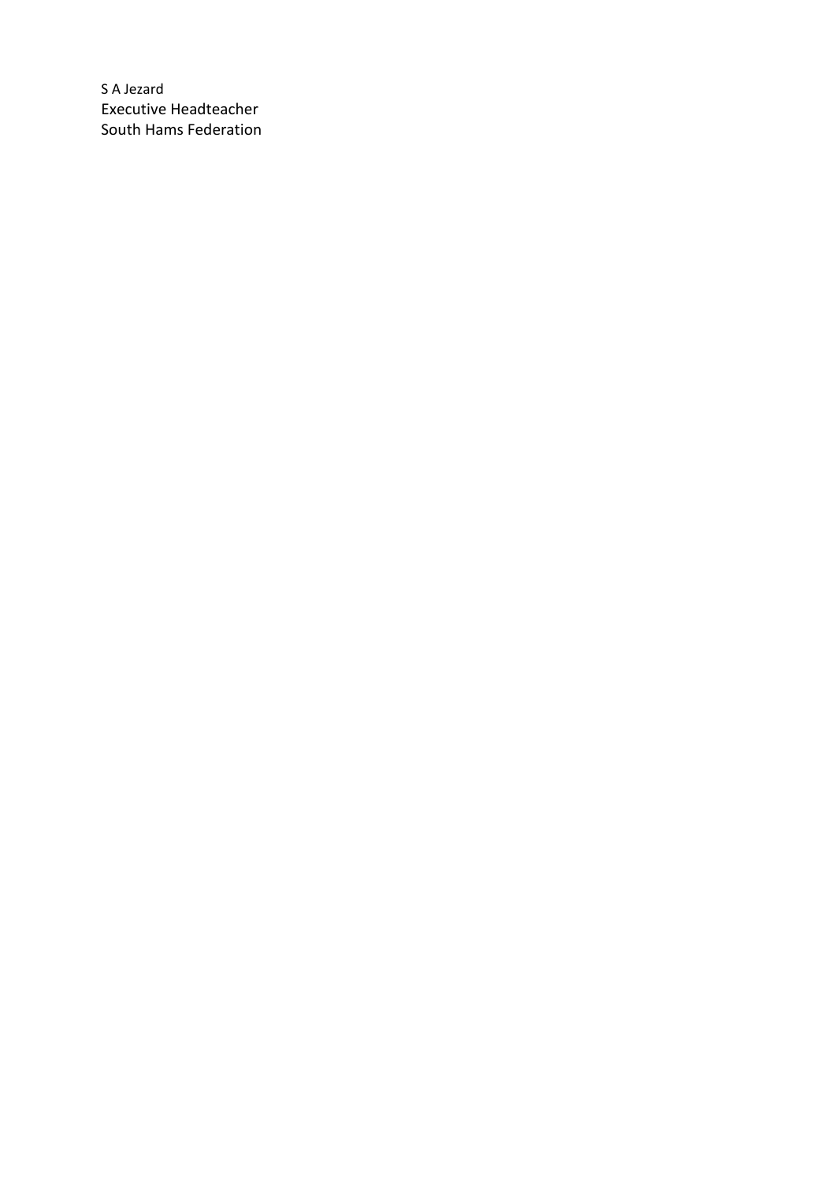S A Jezard  
Executive Headteacher  
South Hams Federation